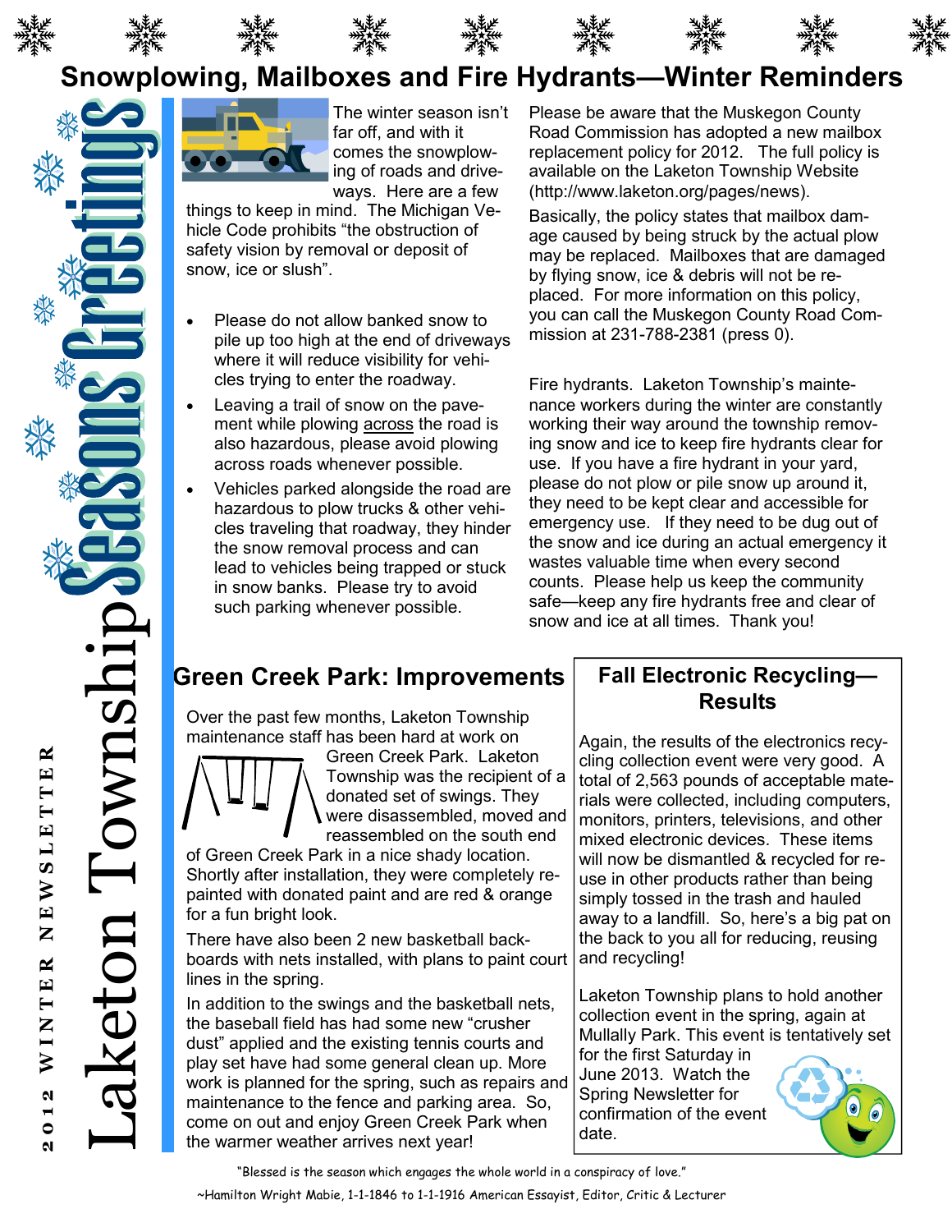# Snowplowing, Mailboxes and Fire Hydrants—Winter Reminders

The winter season isn't far off, and with it comes the snowplowing of roads and driveways. Here are a few things to keep in mind. The Michigan Vehicle Code prohibits "the obstruction of safety vision by removal or deposit of snow, ice or slush".

- Please do not allow banked snow to pile up too high at the end of driveways where it will reduce visibility for vehicles trying to enter the roadway.
- Leaving a trail of snow on the pavement while plowing across the road is also hazardous, please avoid plowing across roads whenever possible.
- Vehicles parked alongside the road are hazardous to plow trucks & other vehicles traveling that roadway, they hinder the snow removal process and can lead to vehicles being trapped or stuck in snow banks. Please try to avoid such parking whenever possible.

Please be aware that the Muskegon County Road Commission has adopted a new mailbox replacement policy for 2012. The full policy is available on the Laketon Township Website (http://www.laketon.org/pages/news).

Basically, the policy states that mailbox damage caused by being struck by the actual plow may be replaced. Mailboxes that are damaged by flying snow, ice & debris will not be replaced. For more information on this policy, you can call the Muskegon County Road Commission at 231-788-2381 (press 0).

Fire hydrants. Laketon Township's maintenance workers during the winter are constantly working their way around the township removing snow and ice to keep fire hydrants clear for use. If you have a fire hydrant in your yard, please do not plow or pile snow up around it, they need to be kept clear and accessible for emergency use. If they need to be dug out of the snow and ice during an actual emergency it wastes valuable time when every second counts. Please help us keep the community safe—keep any fire hydrants free and clear of snow and ice at all times. Thank you!

## Green Creek Park: Improvements

Over the past few months, Laketon Township maintenance staff has been hard at work on Green Creek Park. Laketon Township was the recipient of a donated set of swings. They were disassembled, moved and reassembled on the south end of Green Creek Park in a nice shady location. Shortly after installation, they were completely repainted with donated paint and are red & orange for a fun bright look.

There have also been 2 new basketball backboards with nets installed, with plans to paint court lines in the spring.

In addition to the swings and the basketball nets, the baseball field has had some new "crusher dust" applied and the existing tennis courts and play set have had some general clean up. More work is planned for the spring, such as repairs and maintenance to the fence and parking area. So, come on out and enjoy Green Creek Park when the warmer weather arrives next year!

## Fall Electronic Recycling—Results

Again, the results of the electronics recycling collection event were very good. A total of 2,563 pounds of acceptable materials were collected, including computers, monitors, printers, televisions, and other mixed electronic devices. These items will now be dismantled & recycled for reuse in other products rather than being simply tossed in the trash and hauled away to a landfill. So, here's a big pat on the back to you all for reducing, reusing and recycling!

Laketon Township plans to hold another collection event in the spring, again at Mullally Park. This event is tentatively set for the first Saturday in June 2013. Watch the Spring Newsletter for confirmation of the event date.

"Blessed is the season which engages the whole world in a conspiracy of love."

~Hamilton Wright Mabie, 1-1-1846 to 1-1-1916 American Essayist, Editor, Critic & Lecturer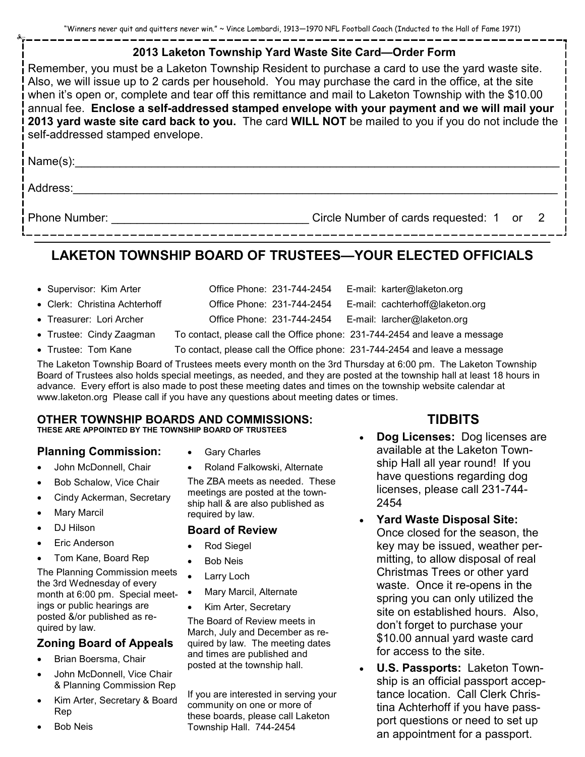"Winners never quit and quitters never win." ~ Vince Lombardi, 1913—1970 NFL Football Coach (Inducted to the Hall of Fame 1971)

### 2013 Laketon Township Yard Waste Site Card—Order Form

Remember, you must be a Laketon Township Resident to purchase a card to use the yard waste site. Also, we will issue up to 2 cards per household. You may purchase the card in the office, at the site when it's open or, complete and tear off this remittance and mail to Laketon Township with the $10.00 annual fee. **Enclose a self-addressed stamped envelope with your payment and we will mail your 2013 yard waste site card back to you.** The card **WILL NOT** be mailed to you if you do not include the self-addressed stamped envelope.

Name(s):_______________________________________________

Address:_______________________________________________

Phone Number: ____________________________ Circle Number of cards requested: 1 or 2

## LAKETON TOWNSHIP BOARD OF TRUSTEES—YOUR ELECTED OFFICIALS

- Supervisor: Kim Arter — Office Phone: 231-744-2454 — E-mail: karter@laketon.org
- Clerk: Christina Achterhoff — Office Phone: 231-744-2454 — E-mail: cachterhoff@laketon.org
- Treasurer: Lori Archer — Office Phone: 231-744-2454 — E-mail: larcher@laketon.org
- Trustee: Cindy Zaagman — To contact, please call the Office phone: 231-744-2454 and leave a message
- Trustee: Tom Kane — To contact, please call the Office phone: 231-744-2454 and leave a message

The Laketon Township Board of Trustees meets every month on the 3rd Thursday at 6:00 pm. The Laketon Township Board of Trustees also holds special meetings, as needed, and they are posted at the township hall at least 18 hours in advance. Every effort is also made to post these meeting dates and times on the township website calendar at www.laketon.org Please call if you have any questions about meeting dates or times.

### OTHER TOWNSHIP BOARDS AND COMMISSIONS:

**THESE ARE APPOINTED BY THE TOWNSHIP BOARD OF TRUSTEES**

#### Planning Commission:

- John McDonnell, Chair
- Bob Schalow, Vice Chair
- Cindy Ackerman, Secretary
- Mary Marcil
- DJ Hilson
- Eric Anderson
- Tom Kane, Board Rep

The Planning Commission meets the 3rd Wednesday of every month at 6:00 pm. Special meetings or public hearings are posted &/or published as required by law.

#### Zoning Board of Appeals

- Brian Boersma, Chair
- John McDonnell, Vice Chair & Planning Commission Rep
- Kim Arter, Secretary & Board Rep
- Bob Neis
- Gary Charles
- Roland Falkowski, Alternate

The ZBA meets as needed. These meetings are posted at the township hall & are also published as required by law.

#### Board of Review

- Rod Siegel
- Bob Neis
- Larry Loch
- Mary Marcil, Alternate
- Kim Arter, Secretary

The Board of Review meets in March, July and December as required by law. The meeting dates and times are published and posted at the township hall.

If you are interested in serving your community on one or more of these boards, please call Laketon Township Hall. 744-2454

## TIDBITS

- **Dog Licenses:** Dog licenses are available at the Laketon Township Hall all year round! If you have questions regarding dog licenses, please call 231-744-2454
- **Yard Waste Disposal Site:** Once closed for the season, the key may be issued, weather permitting, to allow disposal of real Christmas Trees or other yard waste. Once it re-opens in the spring you can only utilized the site on established hours. Also, don't forget to purchase your $10.00 annual yard waste card for access to the site.
- **U.S. Passports:** Laketon Township is an official passport acceptance location. Call Clerk Christina Achterhoff if you have passport questions or need to set up an appointment for a passport.